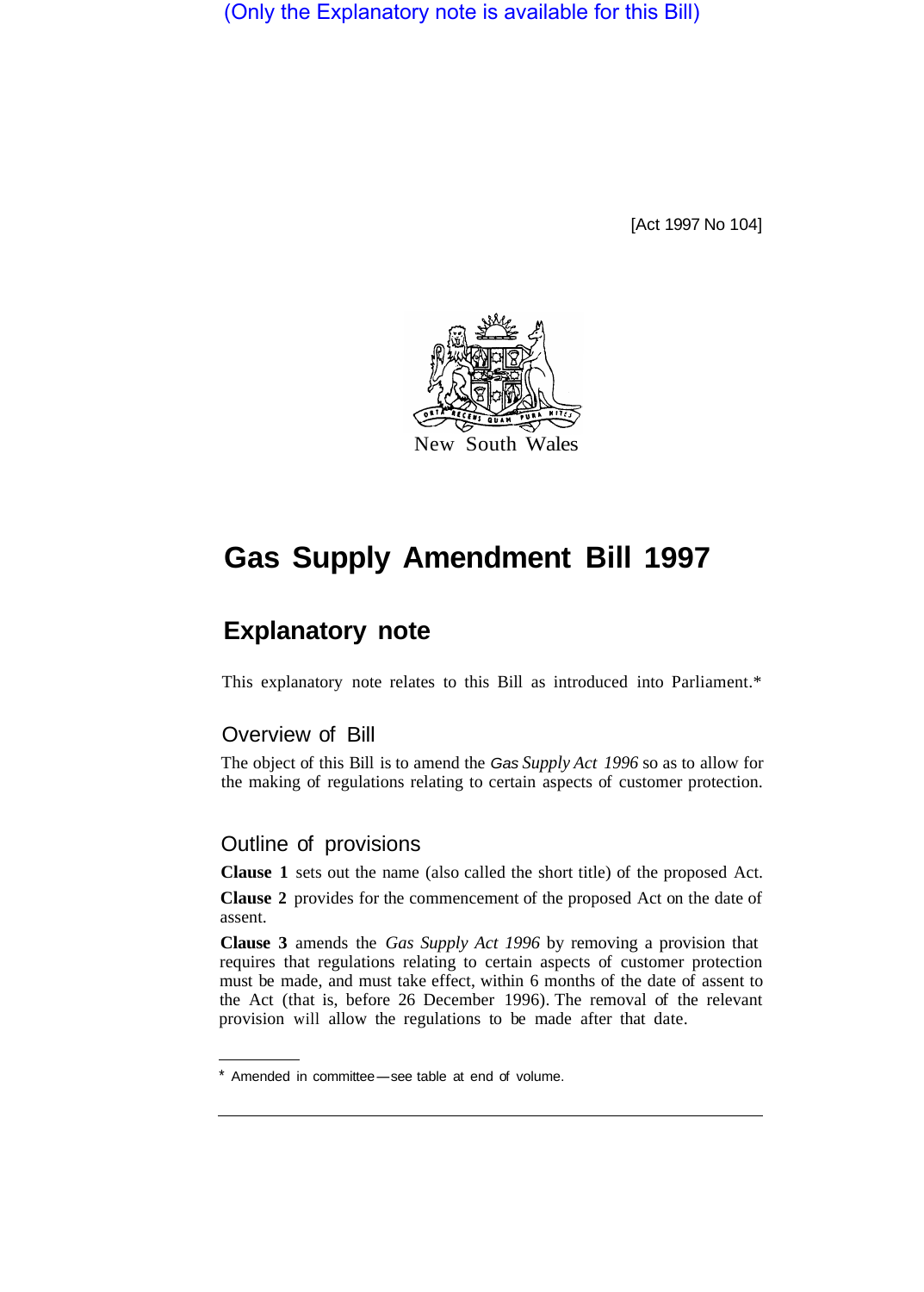(Only the Explanatory note is available for this Bill)

[Act 1997 No 104]

New South Wales

# Gas Supply Amendment Bill 1997

## Explanatory note

This explanatory note relates to this Bill as introduced into Parliament.*

### Overview of Bill

The object of this Bill is to amend the *Gas Supply Act 1996* so as to allow for the making of regulations relating to certain aspects of customer protection.

### Outline of provisions

**Clause 1** sets out the name (also called the short title) of the proposed Act.

**Clause 2** provides for the commencement of the proposed Act on the date of assent.

**Clause 3** amends the *Gas Supply Act 1996* by removing a provision that requires that regulations relating to certain aspects of customer protection must be made, and must take effect, within 6 months of the date of assent to the Act (that is, before 26 December 1996). The removal of the relevant provision will allow the regulations to be made after that date.

---

* Amended in committee—see table at end of volume.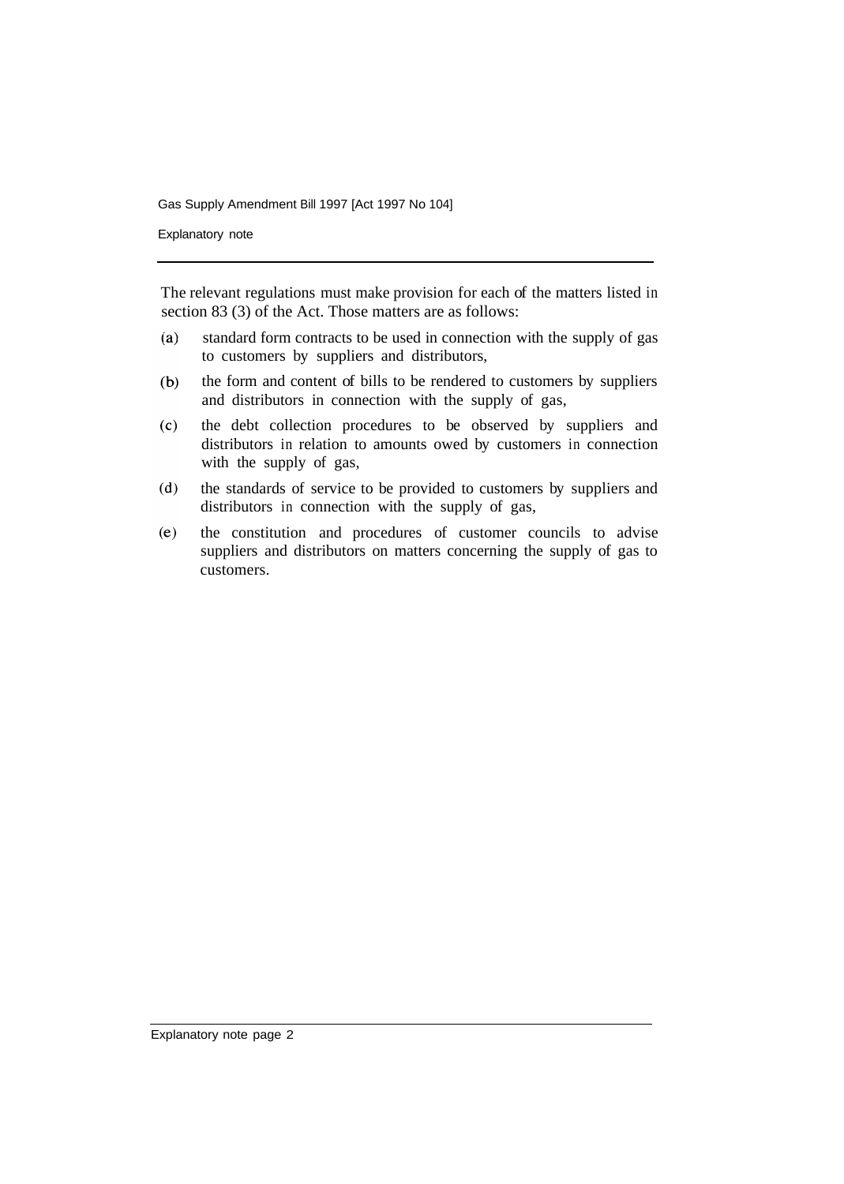The relevant regulations must make provision for each of the matters listed in section 83 (3) of the Act. Those matters are as follows:

(a) standard form contracts to be used in connection with the supply of gas to customers by suppliers and distributors,

(b) the form and content of bills to be rendered to customers by suppliers and distributors in connection with the supply of gas,

(c) the debt collection procedures to be observed by suppliers and distributors in relation to amounts owed by customers in connection with the supply of gas,

(d) the standards of service to be provided to customers by suppliers and distributors in connection with the supply of gas,

(e) the constitution and procedures of customer councils to advise suppliers and distributors on matters concerning the supply of gas to customers.